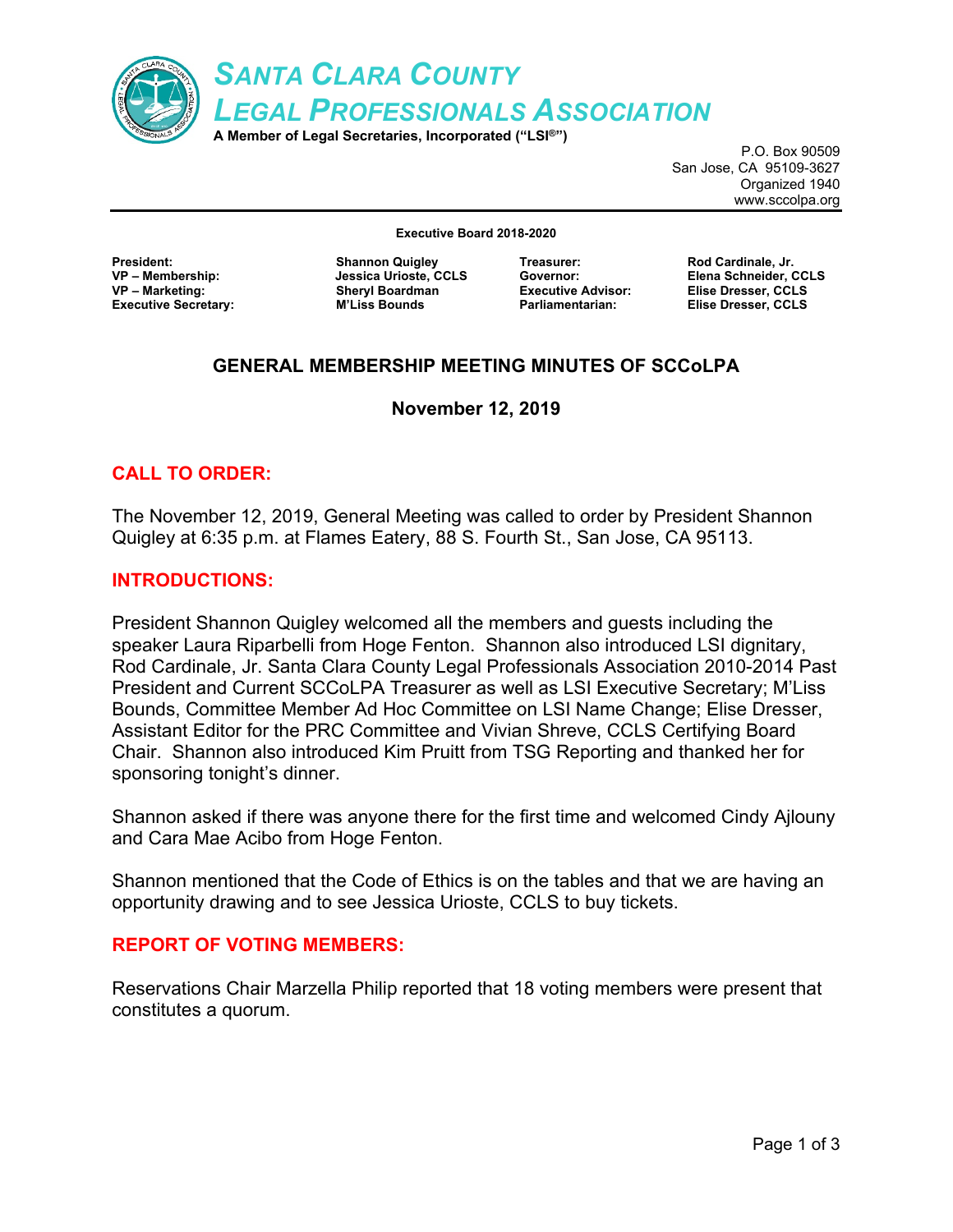# SANTA CLARA COUNTY LEGAL PROFESSIONALS ASSOCIATION

**A Member of Legal Secretaries, Incorporated ("LSI®")**

P.O. Box 90509
San Jose, CA 95109-3627
Organized 1940
www.sccolpa.org

**Executive Board 2018-2020**

| | | | |
|---|---|---|---|
| **President:** | **Shannon Quigley** | **Treasurer:** | **Rod Cardinale, Jr.** |
| **VP – Membership:** | **Jessica Urioste, CCLS** | **Governor:** | **Elena Schneider, CCLS** |
| **VP – Marketing:** | **Sheryl Boardman** | **Executive Advisor:** | **Elise Dresser, CCLS** |
| **Executive Secretary:** | **M'Liss Bounds** | **Parliamentarian:** | **Elise Dresser, CCLS** |

## GENERAL MEMBERSHIP MEETING MINUTES OF SCCoLPA

**November 12, 2019**

### CALL TO ORDER:

The November 12, 2019, General Meeting was called to order by President Shannon Quigley at 6:35 p.m. at Flames Eatery, 88 S. Fourth St., San Jose, CA 95113.

### INTRODUCTIONS:

President Shannon Quigley welcomed all the members and guests including the speaker Laura Riparbelli from Hoge Fenton. Shannon also introduced LSI dignitary, Rod Cardinale, Jr. Santa Clara County Legal Professionals Association 2010-2014 Past President and Current SCCoLPA Treasurer as well as LSI Executive Secretary; M'Liss Bounds, Committee Member Ad Hoc Committee on LSI Name Change; Elise Dresser, Assistant Editor for the PRC Committee and Vivian Shreve, CCLS Certifying Board Chair. Shannon also introduced Kim Pruitt from TSG Reporting and thanked her for sponsoring tonight's dinner.

Shannon asked if there was anyone there for the first time and welcomed Cindy Ajlouny and Cara Mae Acibo from Hoge Fenton.

Shannon mentioned that the Code of Ethics is on the tables and that we are having an opportunity drawing and to see Jessica Urioste, CCLS to buy tickets.

### REPORT OF VOTING MEMBERS:

Reservations Chair Marzella Philip reported that 18 voting members were present that constitutes a quorum.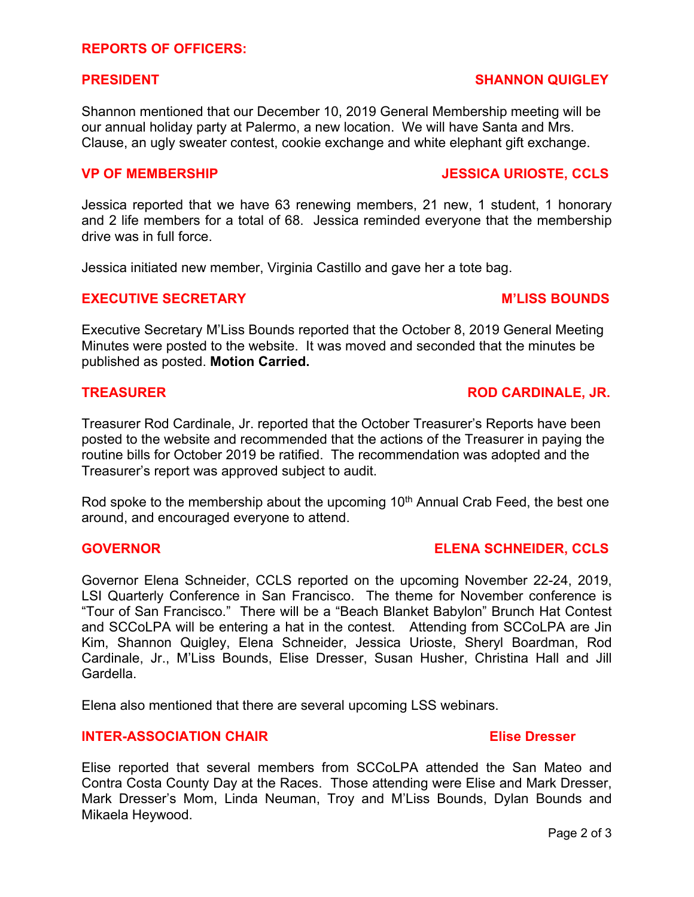## REPORTS OF OFFICERS:

### PRESIDENT — SHANNON QUIGLEY

Shannon mentioned that our December 10, 2019 General Membership meeting will be our annual holiday party at Palermo, a new location. We will have Santa and Mrs. Clause, an ugly sweater contest, cookie exchange and white elephant gift exchange.

### VP OF MEMBERSHIP — JESSICA URIOSTE, CCLS

Jessica reported that we have 63 renewing members, 21 new, 1 student, 1 honorary and 2 life members for a total of 68. Jessica reminded everyone that the membership drive was in full force.

Jessica initiated new member, Virginia Castillo and gave her a tote bag.

### EXECUTIVE SECRETARY — M'LISS BOUNDS

Executive Secretary M'Liss Bounds reported that the October 8, 2019 General Meeting Minutes were posted to the website. It was moved and seconded that the minutes be published as posted. **Motion Carried.**

### TREASURER — ROD CARDINALE, JR.

Treasurer Rod Cardinale, Jr. reported that the October Treasurer's Reports have been posted to the website and recommended that the actions of the Treasurer in paying the routine bills for October 2019 be ratified. The recommendation was adopted and the Treasurer's report was approved subject to audit.

Rod spoke to the membership about the upcoming 10th Annual Crab Feed, the best one around, and encouraged everyone to attend.

### GOVERNOR — ELENA SCHNEIDER, CCLS

Governor Elena Schneider, CCLS reported on the upcoming November 22-24, 2019, LSI Quarterly Conference in San Francisco. The theme for November conference is "Tour of San Francisco." There will be a "Beach Blanket Babylon" Brunch Hat Contest and SCCoLPA will be entering a hat in the contest. Attending from SCCoLPA are Jin Kim, Shannon Quigley, Elena Schneider, Jessica Urioste, Sheryl Boardman, Rod Cardinale, Jr., M'Liss Bounds, Elise Dresser, Susan Husher, Christina Hall and Jill Gardella.

Elena also mentioned that there are several upcoming LSS webinars.

### INTER-ASSOCIATION CHAIR — Elise Dresser

Elise reported that several members from SCCoLPA attended the San Mateo and Contra Costa County Day at the Races. Those attending were Elise and Mark Dresser, Mark Dresser's Mom, Linda Neuman, Troy and M'Liss Bounds, Dylan Bounds and Mikaela Heywood.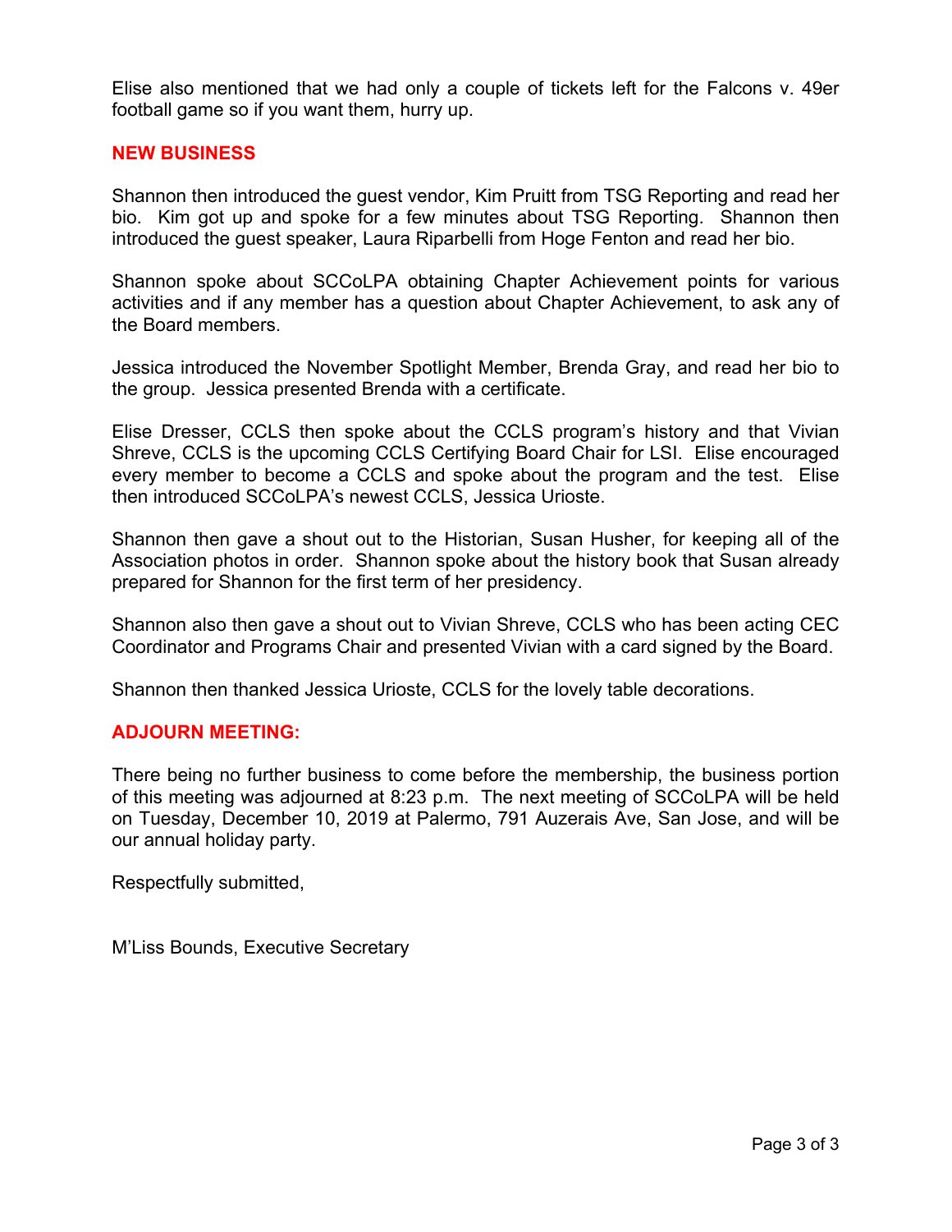Elise also mentioned that we had only a couple of tickets left for the Falcons v. 49er football game so if you want them, hurry up.

## NEW BUSINESS

Shannon then introduced the guest vendor, Kim Pruitt from TSG Reporting and read her bio. Kim got up and spoke for a few minutes about TSG Reporting. Shannon then introduced the guest speaker, Laura Riparbelli from Hoge Fenton and read her bio.

Shannon spoke about SCCoLPA obtaining Chapter Achievement points for various activities and if any member has a question about Chapter Achievement, to ask any of the Board members.

Jessica introduced the November Spotlight Member, Brenda Gray, and read her bio to the group. Jessica presented Brenda with a certificate.

Elise Dresser, CCLS then spoke about the CCLS program's history and that Vivian Shreve, CCLS is the upcoming CCLS Certifying Board Chair for LSI. Elise encouraged every member to become a CCLS and spoke about the program and the test. Elise then introduced SCCoLPA's newest CCLS, Jessica Urioste.

Shannon then gave a shout out to the Historian, Susan Husher, for keeping all of the Association photos in order. Shannon spoke about the history book that Susan already prepared for Shannon for the first term of her presidency.

Shannon also then gave a shout out to Vivian Shreve, CCLS who has been acting CEC Coordinator and Programs Chair and presented Vivian with a card signed by the Board.

Shannon then thanked Jessica Urioste, CCLS for the lovely table decorations.

## ADJOURN MEETING:

There being no further business to come before the membership, the business portion of this meeting was adjourned at 8:23 p.m. The next meeting of SCCoLPA will be held on Tuesday, December 10, 2019 at Palermo, 791 Auzerais Ave, San Jose, and will be our annual holiday party.

Respectfully submitted,

M'Liss Bounds, Executive Secretary